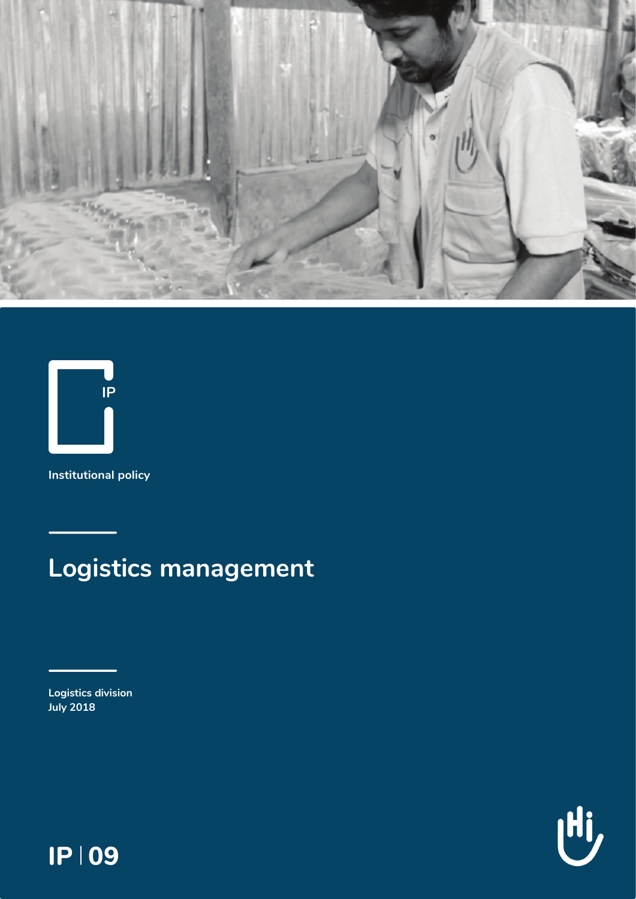IP

Institutional policy

# Logistics management

Logistics division
July 2018

IP | 09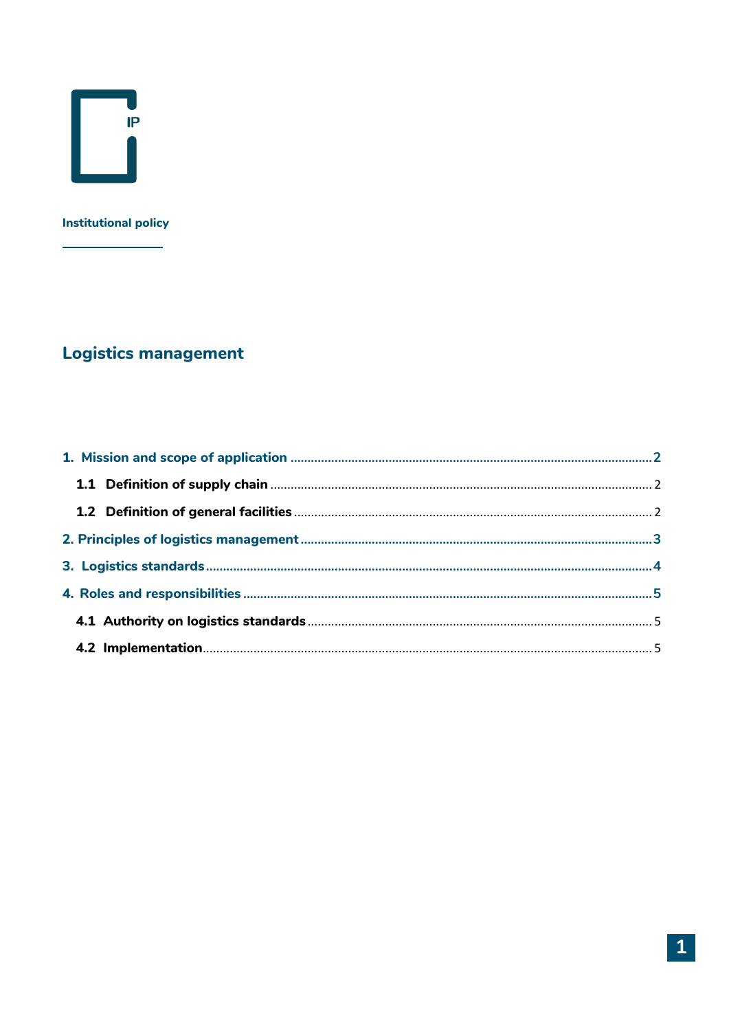Institutional policy

# Logistics management

1. Mission and scope of application ........ 2
   - 1.1 Definition of supply chain ........ 2
   - 1.2 Definition of general facilities ........ 2
2. Principles of logistics management ........ 3
3. Logistics standards ........ 4
4. Roles and responsibilities ........ 5
   - 4.1 Authority on logistics standards ........ 5
   - 4.2 Implementation ........ 5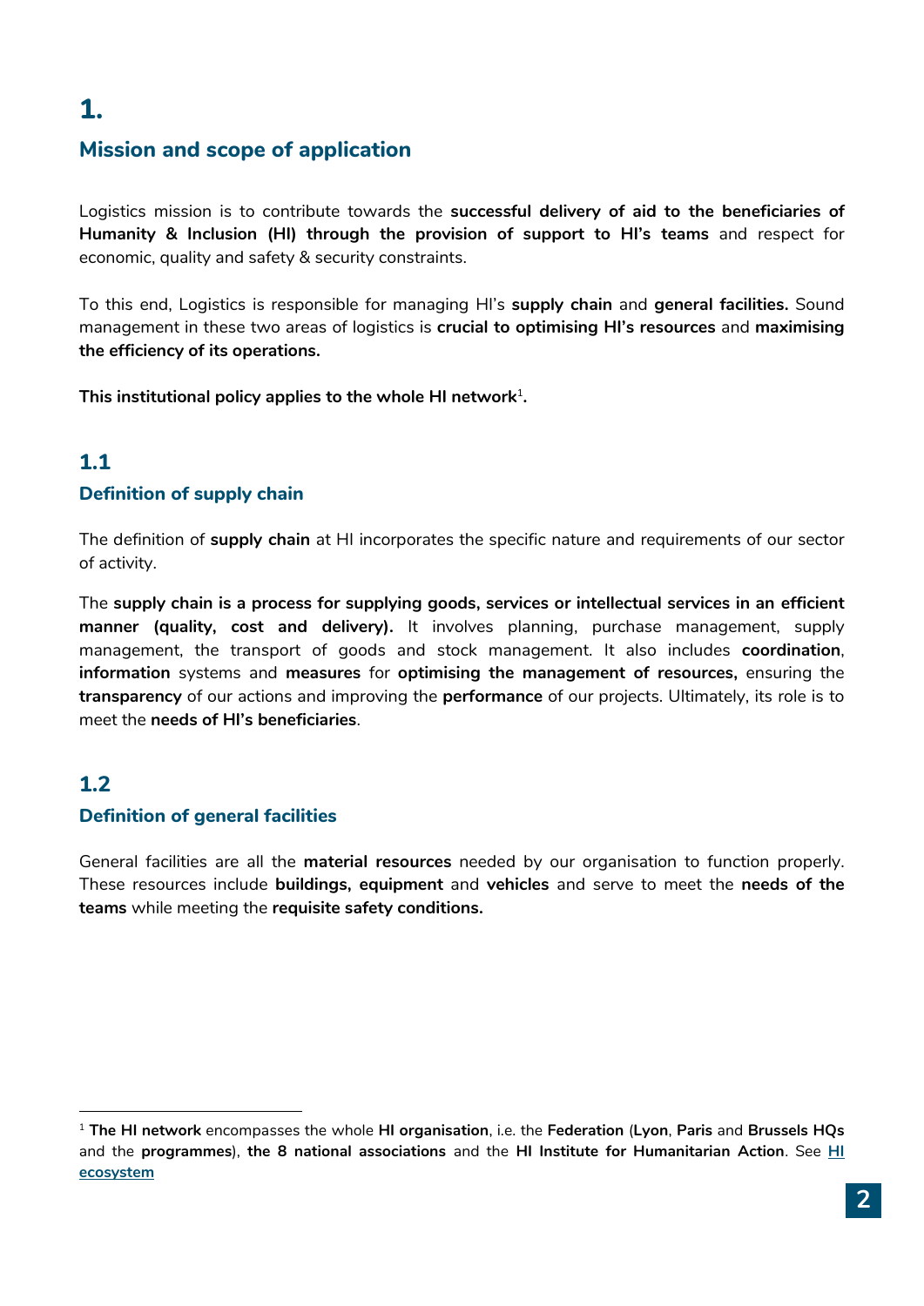# 1. Mission and scope of application

Logistics mission is to contribute towards the **successful delivery of aid to the beneficiaries of Humanity & Inclusion (HI) through the provision of support to HI's teams** and respect for economic, quality and safety & security constraints.

To this end, Logistics is responsible for managing HI's **supply chain** and **general facilities.** Sound management in these two areas of logistics is **crucial to optimising HI's resources** and **maximising the efficiency of its operations.**

**This institutional policy applies to the whole HI network**[1]**.**

## 1.1 Definition of supply chain

The definition of **supply chain** at HI incorporates the specific nature and requirements of our sector of activity.

The **supply chain is a process for supplying goods, services or intellectual services in an efficient manner (quality, cost and delivery).** It involves planning, purchase management, supply management, the transport of goods and stock management. It also includes **coordination**, **information** systems and **measures** for **optimising the management of resources,** ensuring the **transparency** of our actions and improving the **performance** of our projects. Ultimately, its role is to meet the **needs of HI's beneficiaries**.

## 1.2 Definition of general facilities

General facilities are all the **material resources** needed by our organisation to function properly. These resources include **buildings, equipment** and **vehicles** and serve to meet the **needs of the teams** while meeting the **requisite safety conditions.**

---

[1] **The HI network** encompasses the whole **HI organisation**, i.e. the **Federation** (**Lyon**, **Paris** and **Brussels HQs** and the **programmes**), **the 8 national associations** and the **HI Institute for Humanitarian Action**. See **HI ecosystem**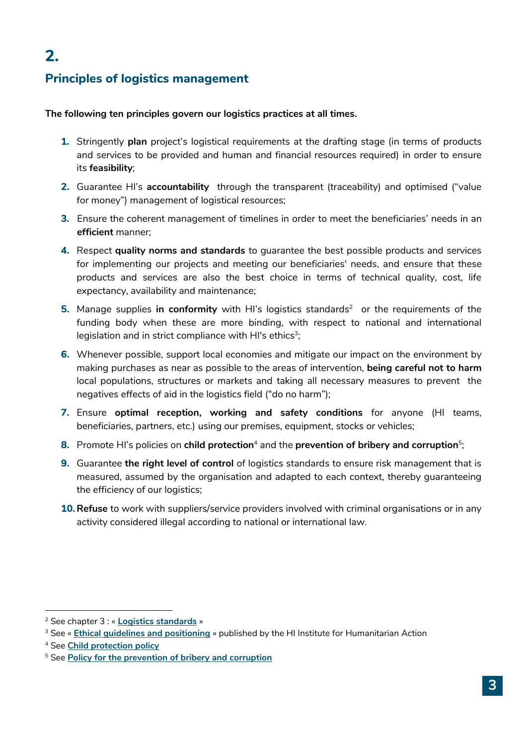## 2.

## Principles of logistics management

**The following ten principles govern our logistics practices at all times.**

1. Stringently **plan** project's logistical requirements at the drafting stage (in terms of products and services to be provided and human and financial resources required) in order to ensure its **feasibility**;
2. Guarantee HI's **accountability** through the transparent (traceability) and optimised ("value for money") management of logistical resources;
3. Ensure the coherent management of timelines in order to meet the beneficiaries' needs in an **efficient** manner;
4. Respect **quality norms and standards** to guarantee the best possible products and services for implementing our projects and meeting our beneficiaries' needs, and ensure that these products and services are also the best choice in terms of technical quality, cost, life expectancy, availability and maintenance;
5. Manage supplies **in conformity** with HI's logistics standards[2] or the requirements of the funding body when these are more binding, with respect to national and international legislation and in strict compliance with HI's ethics[3];
6. Whenever possible, support local economies and mitigate our impact on the environment by making purchases as near as possible to the areas of intervention, **being careful not to harm** local populations, structures or markets and taking all necessary measures to prevent the negatives effects of aid in the logistics field ("do no harm");
7. Ensure **optimal reception, working and safety conditions** for anyone (HI teams, beneficiaries, partners, etc.) using our premises, equipment, stocks or vehicles;
8. Promote HI's policies on **child protection**[4] and the **prevention of bribery and corruption**[5];
9. Guarantee **the right level of control** of logistics standards to ensure risk management that is measured, assumed by the organisation and adapted to each context, thereby guaranteeing the efficiency of our logistics;
10. **Refuse** to work with suppliers/service providers involved with criminal organisations or in any activity considered illegal according to national or international law.

---

[2] See chapter 3 : « **Logistics standards** »

[3] See « **Ethical guidelines and positioning** » published by the HI Institute for Humanitarian Action

[4] See **Child protection policy**

[5] See **Policy for the prevention of bribery and corruption**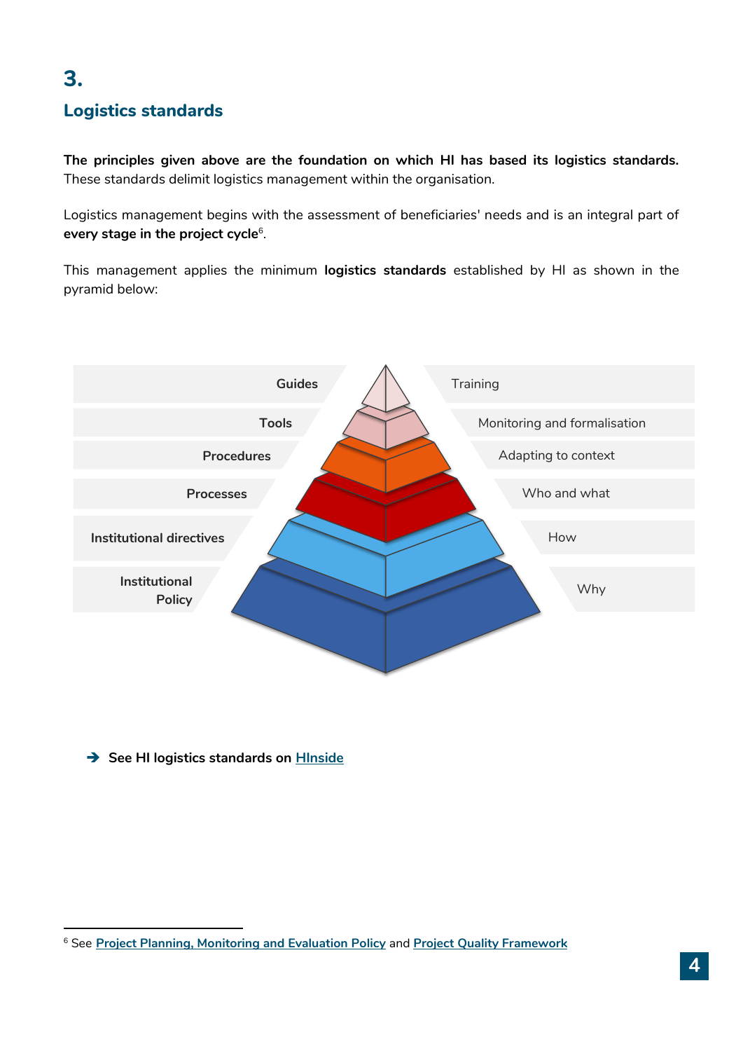## 3. Logistics standards

**The principles given above are the foundation on which HI has based its logistics standards.** These standards delimit logistics management within the organisation.

Logistics management begins with the assessment of beneficiaries' needs and is an integral part of **every stage in the project cycle**[6].

This management applies the minimum **logistics standards** established by HI as shown in the pyramid below:

| Level | Purpose |
| --- | --- |
| **Guides** | Training |
| **Tools** | Monitoring and formalisation |
| **Procedures** | Adapting to context |
| **Processes** | Who and what |
| **Institutional directives** | How |
| **Institutional Policy** | Why |

➔ **See HI logistics standards on HInside**

[6] See Project Planning, Monitoring and Evaluation Policy and Project Quality Framework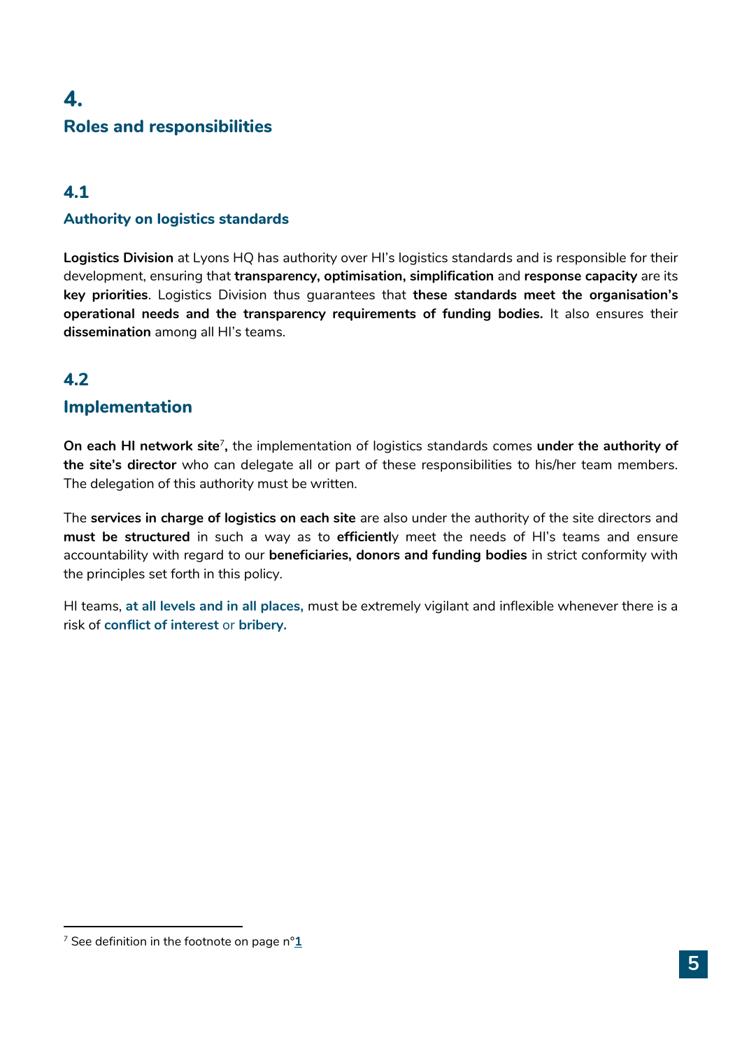# 4.
# Roles and responsibilities

## 4.1
### Authority on logistics standards

**Logistics Division** at Lyons HQ has authority over HI's logistics standards and is responsible for their development, ensuring that **transparency, optimisation, simplification** and **response capacity** are its **key priorities**. Logistics Division thus guarantees that **these standards meet the organisation's operational needs and the transparency requirements of funding bodies.** It also ensures their **dissemination** among all HI's teams.

## 4.2
## Implementation

**On each HI network site**[7]**,** the implementation of logistics standards comes **under the authority of the site's director** who can delegate all or part of these responsibilities to his/her team members. The delegation of this authority must be written.

The **services in charge of logistics on each site** are also under the authority of the site directors and **must be structured** in such a way as to **efficientl**y meet the needs of HI's teams and ensure accountability with regard to our **beneficiaries, donors and funding bodies** in strict conformity with the principles set forth in this policy.

HI teams, **at all levels and in all places,** must be extremely vigilant and inflexible whenever there is a risk of **conflict of interest** or **bribery.**

---

[7] See definition in the footnote on page n°**1**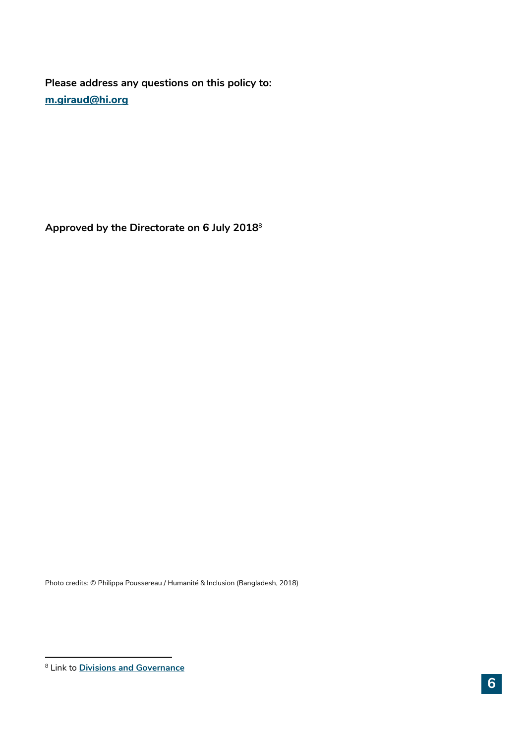**Please address any questions on this policy to:**
**m.giraud@hi.org**

**Approved by the Directorate on 6 July 2018**[8]

Photo credits: © Philippa Poussereau / Humanité & Inclusion (Bangladesh, 2018)

[8] Link to **Divisions and Governance**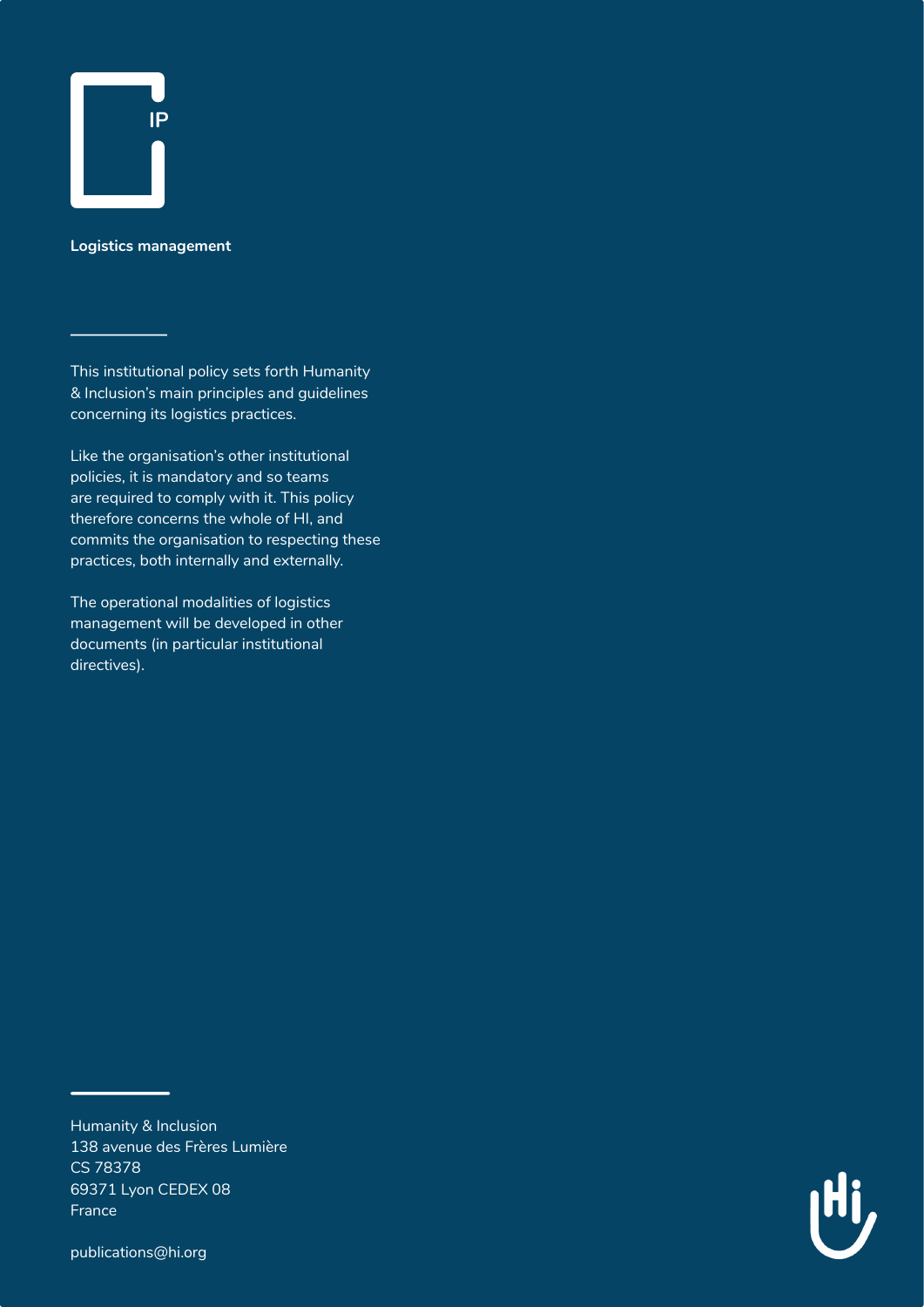IP

**Logistics management**

This institutional policy sets forth Humanity & Inclusion's main principles and guidelines concerning its logistics practices.

Like the organisation's other institutional policies, it is mandatory and so teams are required to comply with it. This policy therefore concerns the whole of HI, and commits the organisation to respecting these practices, both internally and externally.

The operational modalities of logistics management will be developed in other documents (in particular institutional directives).

Humanity & Inclusion
138 avenue des Frères Lumière
CS 78378
69371 Lyon CEDEX 08
France

publications@hi.org